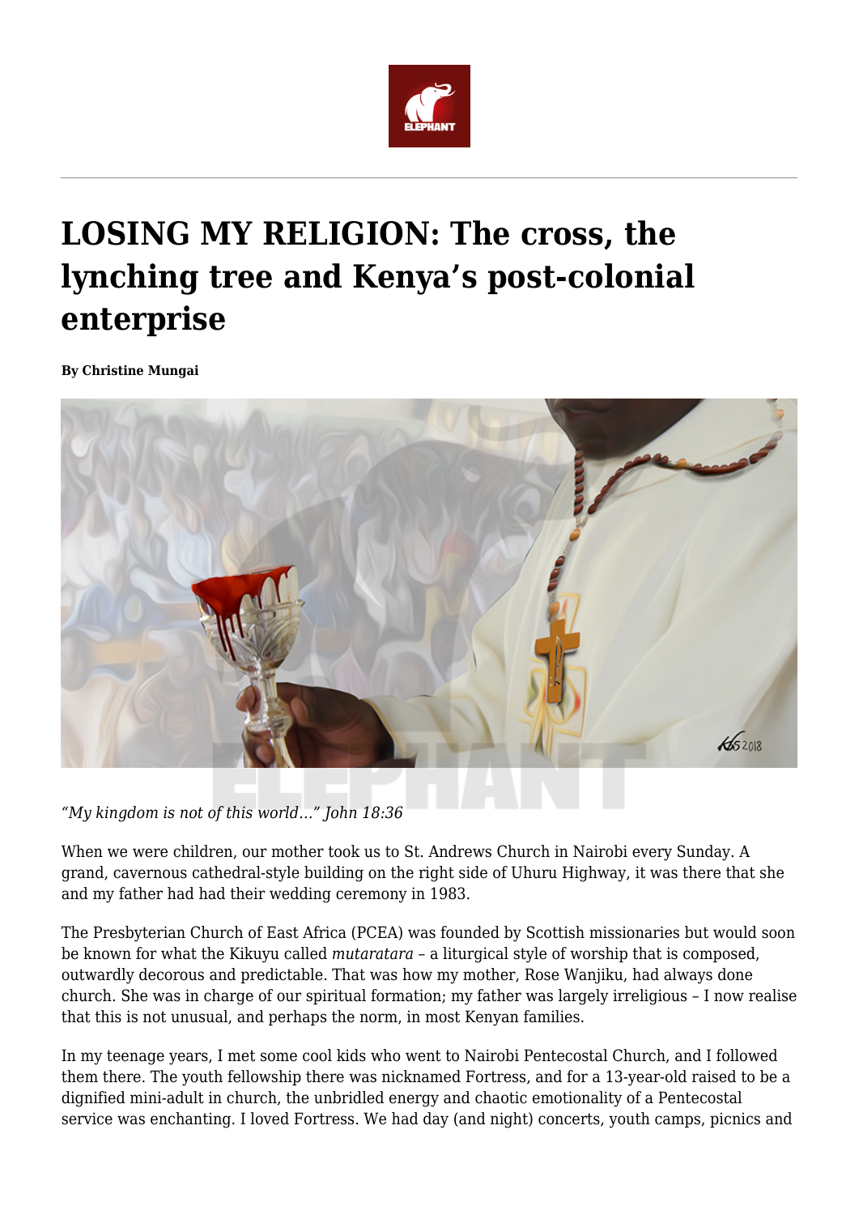# LOSING MY RELIGION: The cross, the lynching tree and Kenya's post-colonial enterprise

**By Christine Mungai**

*"My kingdom is not of this world…" John 18:36*

When we were children, our mother took us to St. Andrews Church in Nairobi every Sunday. A grand, cavernous cathedral-style building on the right side of Uhuru Highway, it was there that she and my father had had their wedding ceremony in 1983.

The Presbyterian Church of East Africa (PCEA) was founded by Scottish missionaries but would soon be known for what the Kikuyu called *mutaratara* – a liturgical style of worship that is composed, outwardly decorous and predictable. That was how my mother, Rose Wanjiku, had always done church. She was in charge of our spiritual formation; my father was largely irreligious – I now realise that this is not unusual, and perhaps the norm, in most Kenyan families.

In my teenage years, I met some cool kids who went to Nairobi Pentecostal Church, and I followed them there. The youth fellowship there was nicknamed Fortress, and for a 13-year-old raised to be a dignified mini-adult in church, the unbridled energy and chaotic emotionality of a Pentecostal service was enchanting. I loved Fortress. We had day (and night) concerts, youth camps, picnics and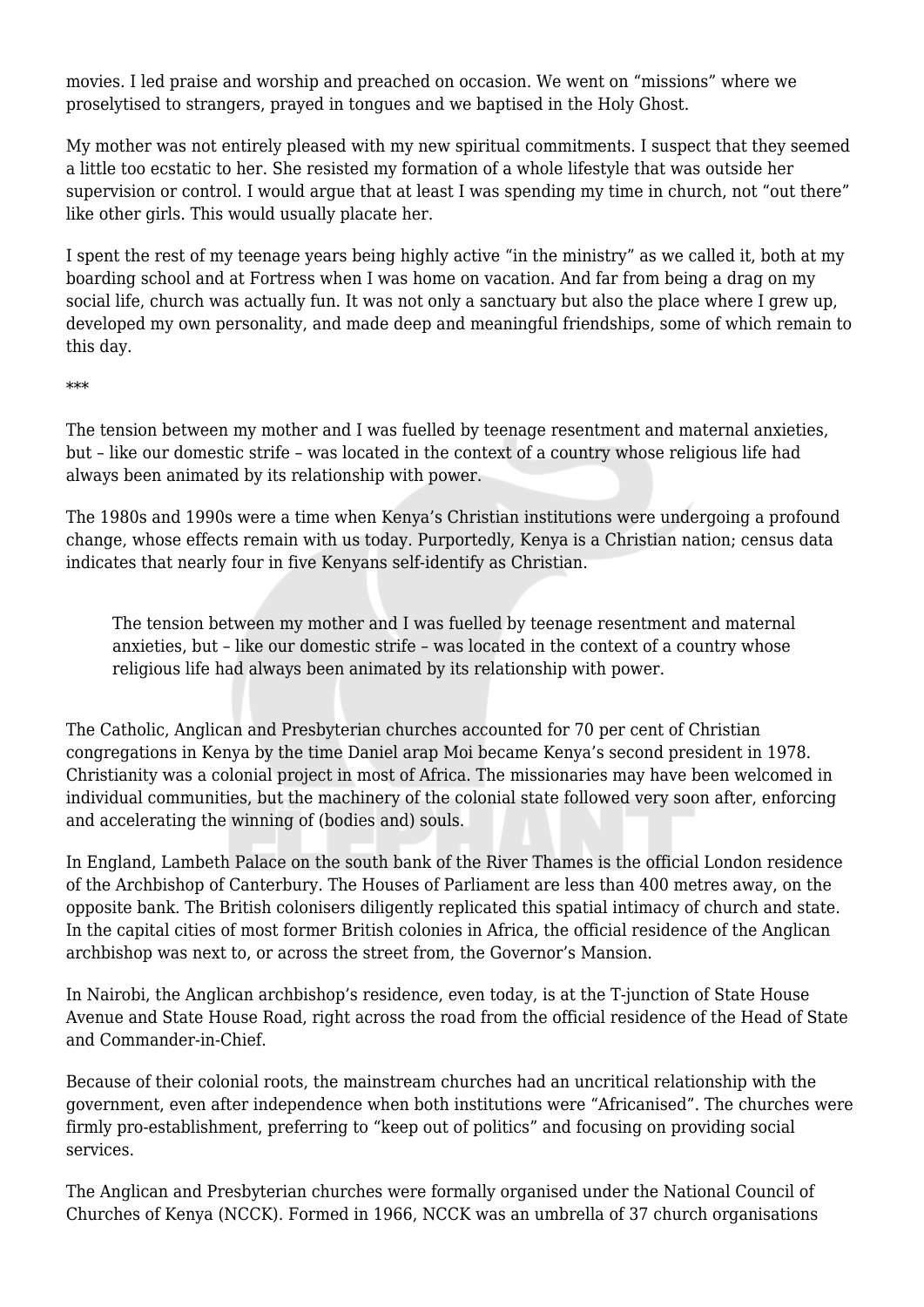movies. I led praise and worship and preached on occasion. We went on "missions" where we proselytised to strangers, prayed in tongues and we baptised in the Holy Ghost.

My mother was not entirely pleased with my new spiritual commitments. I suspect that they seemed a little too ecstatic to her. She resisted my formation of a whole lifestyle that was outside her supervision or control. I would argue that at least I was spending my time in church, not "out there" like other girls. This would usually placate her.

I spent the rest of my teenage years being highly active "in the ministry" as we called it, both at my boarding school and at Fortress when I was home on vacation. And far from being a drag on my social life, church was actually fun. It was not only a sanctuary but also the place where I grew up, developed my own personality, and made deep and meaningful friendships, some of which remain to this day.

***

The tension between my mother and I was fuelled by teenage resentment and maternal anxieties, but – like our domestic strife – was located in the context of a country whose religious life had always been animated by its relationship with power.

The 1980s and 1990s were a time when Kenya's Christian institutions were undergoing a profound change, whose effects remain with us today. Purportedly, Kenya is a Christian nation; census data indicates that nearly four in five Kenyans self-identify as Christian.

> The tension between my mother and I was fuelled by teenage resentment and maternal anxieties, but – like our domestic strife – was located in the context of a country whose religious life had always been animated by its relationship with power.

The Catholic, Anglican and Presbyterian churches accounted for 70 per cent of Christian congregations in Kenya by the time Daniel arap Moi became Kenya's second president in 1978. Christianity was a colonial project in most of Africa. The missionaries may have been welcomed in individual communities, but the machinery of the colonial state followed very soon after, enforcing and accelerating the winning of (bodies and) souls.

In England, Lambeth Palace on the south bank of the River Thames is the official London residence of the Archbishop of Canterbury. The Houses of Parliament are less than 400 metres away, on the opposite bank. The British colonisers diligently replicated this spatial intimacy of church and state. In the capital cities of most former British colonies in Africa, the official residence of the Anglican archbishop was next to, or across the street from, the Governor's Mansion.

In Nairobi, the Anglican archbishop's residence, even today, is at the T-junction of State House Avenue and State House Road, right across the road from the official residence of the Head of State and Commander-in-Chief.

Because of their colonial roots, the mainstream churches had an uncritical relationship with the government, even after independence when both institutions were "Africanised". The churches were firmly pro-establishment, preferring to "keep out of politics" and focusing on providing social services.

The Anglican and Presbyterian churches were formally organised under the National Council of Churches of Kenya (NCCK). Formed in 1966, NCCK was an umbrella of 37 church organisations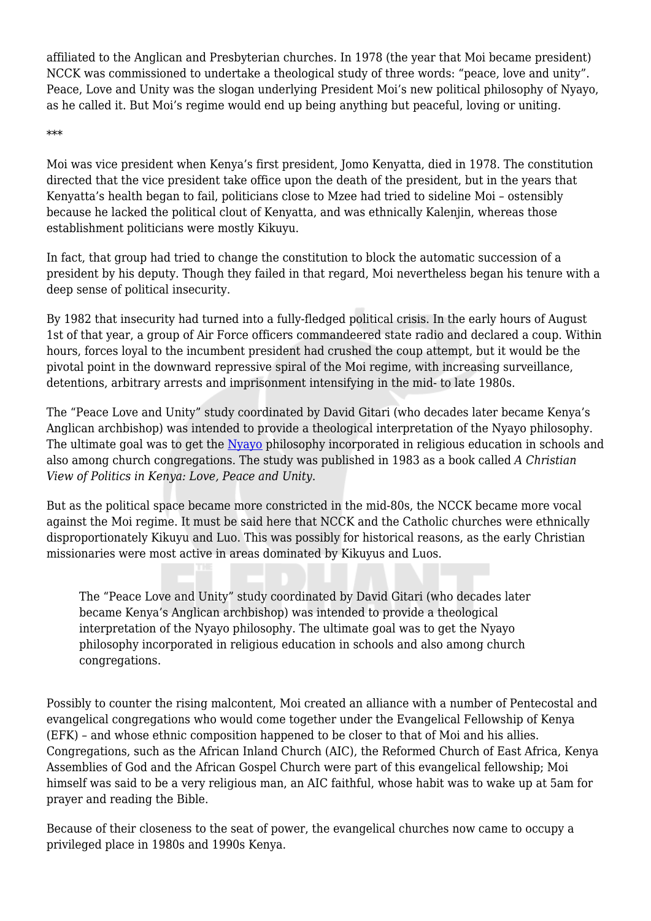affiliated to the Anglican and Presbyterian churches. In 1978 (the year that Moi became president) NCCK was commissioned to undertake a theological study of three words: "peace, love and unity". Peace, Love and Unity was the slogan underlying President Moi's new political philosophy of Nyayo, as he called it. But Moi's regime would end up being anything but peaceful, loving or uniting.

***

Moi was vice president when Kenya's first president, Jomo Kenyatta, died in 1978. The constitution directed that the vice president take office upon the death of the president, but in the years that Kenyatta's health began to fail, politicians close to Mzee had tried to sideline Moi – ostensibly because he lacked the political clout of Kenyatta, and was ethnically Kalenjin, whereas those establishment politicians were mostly Kikuyu.

In fact, that group had tried to change the constitution to block the automatic succession of a president by his deputy. Though they failed in that regard, Moi nevertheless began his tenure with a deep sense of political insecurity.

By 1982 that insecurity had turned into a fully-fledged political crisis. In the early hours of August 1st of that year, a group of Air Force officers commandeered state radio and declared a coup. Within hours, forces loyal to the incumbent president had crushed the coup attempt, but it would be the pivotal point in the downward repressive spiral of the Moi regime, with increasing surveillance, detentions, arbitrary arrests and imprisonment intensifying in the mid- to late 1980s.

The "Peace Love and Unity" study coordinated by David Gitari (who decades later became Kenya's Anglican archbishop) was intended to provide a theological interpretation of the Nyayo philosophy. The ultimate goal was to get the Nyayo philosophy incorporated in religious education in schools and also among church congregations. The study was published in 1983 as a book called *A Christian View of Politics in Kenya: Love, Peace and Unity.*

But as the political space became more constricted in the mid-80s, the NCCK became more vocal against the Moi regime. It must be said here that NCCK and the Catholic churches were ethnically disproportionately Kikuyu and Luo. This was possibly for historical reasons, as the early Christian missionaries were most active in areas dominated by Kikuyus and Luos.

> The "Peace Love and Unity" study coordinated by David Gitari (who decades later became Kenya's Anglican archbishop) was intended to provide a theological interpretation of the Nyayo philosophy. The ultimate goal was to get the Nyayo philosophy incorporated in religious education in schools and also among church congregations.

Possibly to counter the rising malcontent, Moi created an alliance with a number of Pentecostal and evangelical congregations who would come together under the Evangelical Fellowship of Kenya (EFK) – and whose ethnic composition happened to be closer to that of Moi and his allies. Congregations, such as the African Inland Church (AIC), the Reformed Church of East Africa, Kenya Assemblies of God and the African Gospel Church were part of this evangelical fellowship; Moi himself was said to be a very religious man, an AIC faithful, whose habit was to wake up at 5am for prayer and reading the Bible.

Because of their closeness to the seat of power, the evangelical churches now came to occupy a privileged place in 1980s and 1990s Kenya.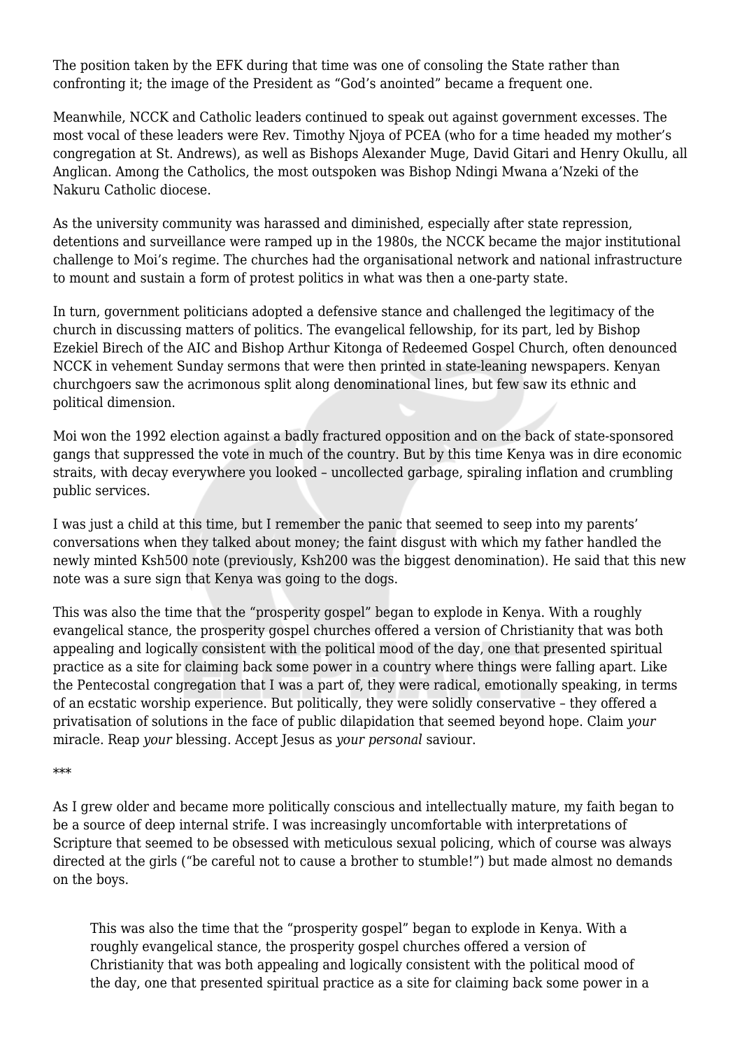The position taken by the EFK during that time was one of consoling the State rather than confronting it; the image of the President as "God's anointed" became a frequent one.

Meanwhile, NCCK and Catholic leaders continued to speak out against government excesses. The most vocal of these leaders were Rev. Timothy Njoya of PCEA (who for a time headed my mother's congregation at St. Andrews), as well as Bishops Alexander Muge, David Gitari and Henry Okullu, all Anglican. Among the Catholics, the most outspoken was Bishop Ndingi Mwana a'Nzeki of the Nakuru Catholic diocese.

As the university community was harassed and diminished, especially after state repression, detentions and surveillance were ramped up in the 1980s, the NCCK became the major institutional challenge to Moi's regime. The churches had the organisational network and national infrastructure to mount and sustain a form of protest politics in what was then a one-party state.

In turn, government politicians adopted a defensive stance and challenged the legitimacy of the church in discussing matters of politics. The evangelical fellowship, for its part, led by Bishop Ezekiel Birech of the AIC and Bishop Arthur Kitonga of Redeemed Gospel Church, often denounced NCCK in vehement Sunday sermons that were then printed in state-leaning newspapers. Kenyan churchgoers saw the acrimonious split along denominational lines, but few saw its ethnic and political dimension.

Moi won the 1992 election against a badly fractured opposition and on the back of state-sponsored gangs that suppressed the vote in much of the country. But by this time Kenya was in dire economic straits, with decay everywhere you looked – uncollected garbage, spiraling inflation and crumbling public services.

I was just a child at this time, but I remember the panic that seemed to seep into my parents' conversations when they talked about money; the faint disgust with which my father handled the newly minted Ksh500 note (previously, Ksh200 was the biggest denomination). He said that this new note was a sure sign that Kenya was going to the dogs.

This was also the time that the "prosperity gospel" began to explode in Kenya. With a roughly evangelical stance, the prosperity gospel churches offered a version of Christianity that was both appealing and logically consistent with the political mood of the day, one that presented spiritual practice as a site for claiming back some power in a country where things were falling apart. Like the Pentecostal congregation that I was a part of, they were radical, emotionally speaking, in terms of an ecstatic worship experience. But politically, they were solidly conservative – they offered a privatisation of solutions in the face of public dilapidation that seemed beyond hope. Claim *your* miracle. Reap *your* blessing. Accept Jesus as *your personal* saviour.

***

As I grew older and became more politically conscious and intellectually mature, my faith began to be a source of deep internal strife. I was increasingly uncomfortable with interpretations of Scripture that seemed to be obsessed with meticulous sexual policing, which of course was always directed at the girls ("be careful not to cause a brother to stumble!") but made almost no demands on the boys.

> This was also the time that the "prosperity gospel" began to explode in Kenya. With a roughly evangelical stance, the prosperity gospel churches offered a version of Christianity that was both appealing and logically consistent with the political mood of the day, one that presented spiritual practice as a site for claiming back some power in a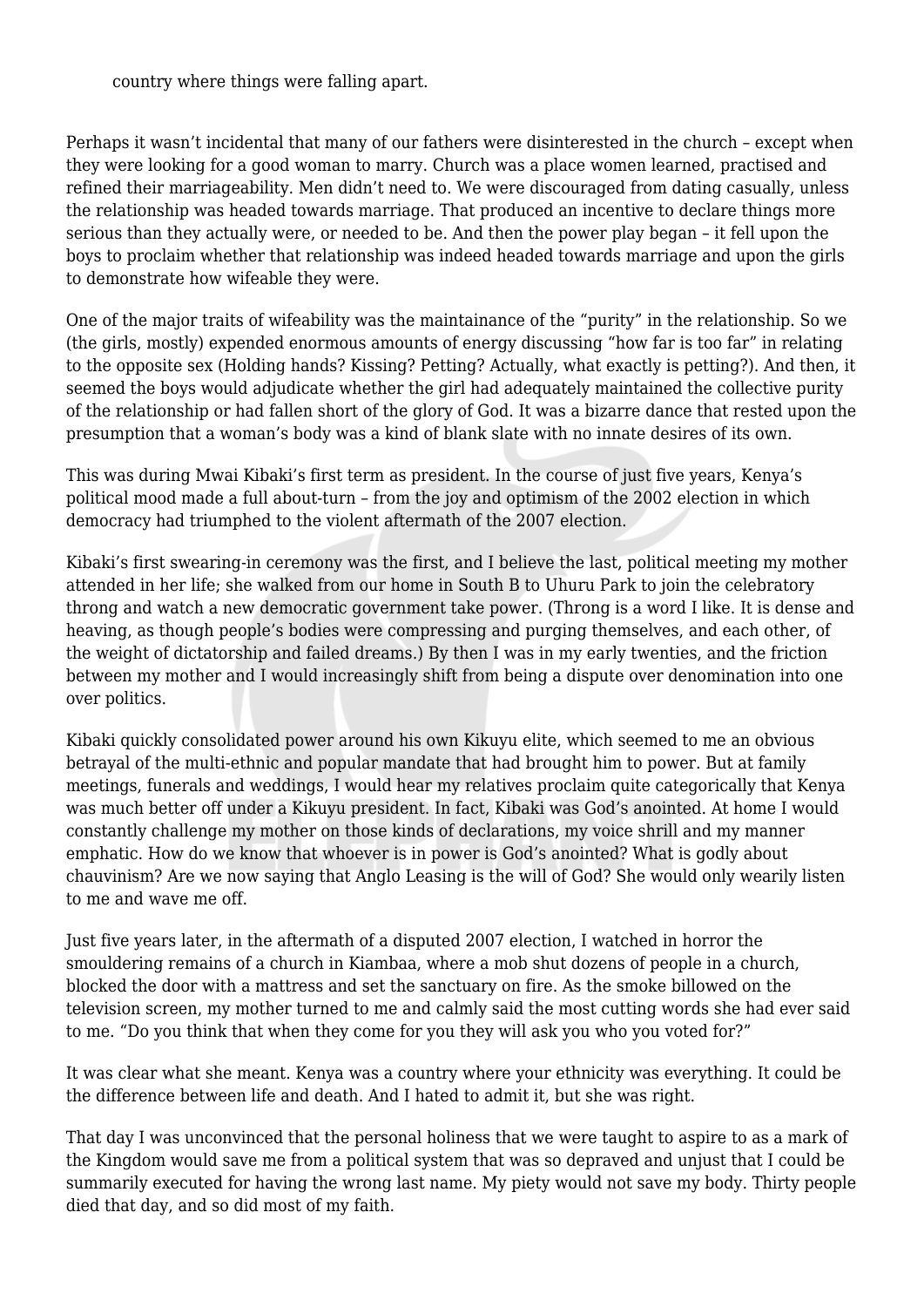country where things were falling apart.

Perhaps it wasn't incidental that many of our fathers were disinterested in the church – except when they were looking for a good woman to marry. Church was a place women learned, practised and refined their marriageability. Men didn't need to. We were discouraged from dating casually, unless the relationship was headed towards marriage. That produced an incentive to declare things more serious than they actually were, or needed to be. And then the power play began – it fell upon the boys to proclaim whether that relationship was indeed headed towards marriage and upon the girls to demonstrate how wifeable they were.

One of the major traits of wifeability was the maintainance of the "purity" in the relationship. So we (the girls, mostly) expended enormous amounts of energy discussing "how far is too far" in relating to the opposite sex (Holding hands? Kissing? Petting? Actually, what exactly is petting?). And then, it seemed the boys would adjudicate whether the girl had adequately maintained the collective purity of the relationship or had fallen short of the glory of God. It was a bizarre dance that rested upon the presumption that a woman's body was a kind of blank slate with no innate desires of its own.

This was during Mwai Kibaki's first term as president. In the course of just five years, Kenya's political mood made a full about-turn – from the joy and optimism of the 2002 election in which democracy had triumphed to the violent aftermath of the 2007 election.

Kibaki's first swearing-in ceremony was the first, and I believe the last, political meeting my mother attended in her life; she walked from our home in South B to Uhuru Park to join the celebratory throng and watch a new democratic government take power. (Throng is a word I like. It is dense and heaving, as though people's bodies were compressing and purging themselves, and each other, of the weight of dictatorship and failed dreams.) By then I was in my early twenties, and the friction between my mother and I would increasingly shift from being a dispute over denomination into one over politics.

Kibaki quickly consolidated power around his own Kikuyu elite, which seemed to me an obvious betrayal of the multi-ethnic and popular mandate that had brought him to power. But at family meetings, funerals and weddings, I would hear my relatives proclaim quite categorically that Kenya was much better off under a Kikuyu president. In fact, Kibaki was God's anointed. At home I would constantly challenge my mother on those kinds of declarations, my voice shrill and my manner emphatic. How do we know that whoever is in power is God's anointed? What is godly about chauvinism? Are we now saying that Anglo Leasing is the will of God? She would only wearily listen to me and wave me off.

Just five years later, in the aftermath of a disputed 2007 election, I watched in horror the smouldering remains of a church in Kiambaa, where a mob shut dozens of people in a church, blocked the door with a mattress and set the sanctuary on fire. As the smoke billowed on the television screen, my mother turned to me and calmly said the most cutting words she had ever said to me. "Do you think that when they come for you they will ask you who you voted for?"

It was clear what she meant. Kenya was a country where your ethnicity was everything. It could be the difference between life and death. And I hated to admit it, but she was right.

That day I was unconvinced that the personal holiness that we were taught to aspire to as a mark of the Kingdom would save me from a political system that was so depraved and unjust that I could be summarily executed for having the wrong last name. My piety would not save my body. Thirty people died that day, and so did most of my faith.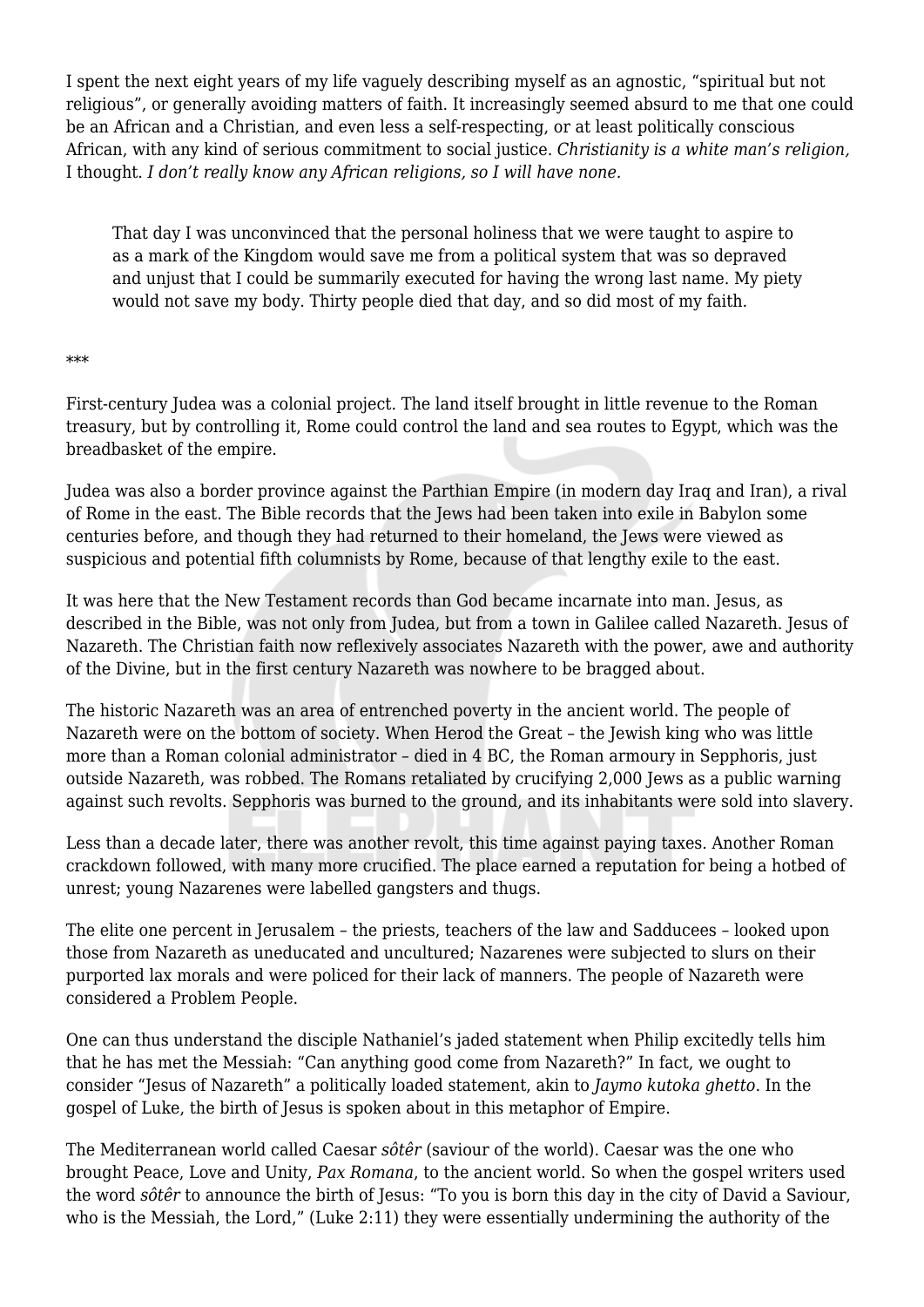I spent the next eight years of my life vaguely describing myself as an agnostic, “spiritual but not religious”, or generally avoiding matters of faith. It increasingly seemed absurd to me that one could be an African and a Christian, and even less a self-respecting, or at least politically conscious African, with any kind of serious commitment to social justice. *Christianity is a white man’s religion,* I thought. *I don’t really know any African religions, so I will have none.*

> That day I was unconvinced that the personal holiness that we were taught to aspire to as a mark of the Kingdom would save me from a political system that was so depraved and unjust that I could be summarily executed for having the wrong last name. My piety would not save my body. Thirty people died that day, and so did most of my faith.

***

First-century Judea was a colonial project. The land itself brought in little revenue to the Roman treasury, but by controlling it, Rome could control the land and sea routes to Egypt, which was the breadbasket of the empire.

Judea was also a border province against the Parthian Empire (in modern day Iraq and Iran), a rival of Rome in the east. The Bible records that the Jews had been taken into exile in Babylon some centuries before, and though they had returned to their homeland, the Jews were viewed as suspicious and potential fifth columnists by Rome, because of that lengthy exile to the east.

It was here that the New Testament records than God became incarnate into man. Jesus, as described in the Bible, was not only from Judea, but from a town in Galilee called Nazareth. Jesus of Nazareth. The Christian faith now reflexively associates Nazareth with the power, awe and authority of the Divine, but in the first century Nazareth was nowhere to be bragged about.

The historic Nazareth was an area of entrenched poverty in the ancient world. The people of Nazareth were on the bottom of society. When Herod the Great – the Jewish king who was little more than a Roman colonial administrator – died in 4 BC, the Roman armoury in Sepphoris, just outside Nazareth, was robbed. The Romans retaliated by crucifying 2,000 Jews as a public warning against such revolts. Sepphoris was burned to the ground, and its inhabitants were sold into slavery.

Less than a decade later, there was another revolt, this time against paying taxes. Another Roman crackdown followed, with many more crucified. The place earned a reputation for being a hotbed of unrest; young Nazarenes were labelled gangsters and thugs.

The elite one percent in Jerusalem – the priests, teachers of the law and Sadducees – looked upon those from Nazareth as uneducated and uncultured; Nazarenes were subjected to slurs on their purported lax morals and were policed for their lack of manners. The people of Nazareth were considered a Problem People.

One can thus understand the disciple Nathaniel’s jaded statement when Philip excitedly tells him that he has met the Messiah: “Can anything good come from Nazareth?” In fact, we ought to consider “Jesus of Nazareth” a politically loaded statement, akin to *Jaymo kutoka ghetto*. In the gospel of Luke, the birth of Jesus is spoken about in this metaphor of Empire.

The Mediterranean world called Caesar *sôtêr* (saviour of the world). Caesar was the one who brought Peace, Love and Unity, *Pax Romana*, to the ancient world. So when the gospel writers used the word *sôtêr* to announce the birth of Jesus: “To you is born this day in the city of David a Saviour, who is the Messiah, the Lord,” (Luke 2:11) they were essentially undermining the authority of the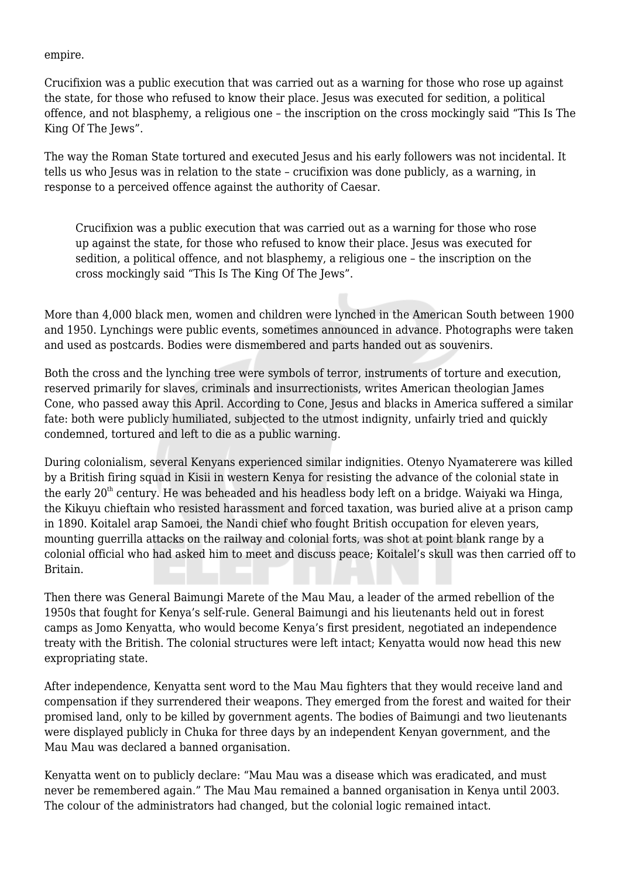empire.

Crucifixion was a public execution that was carried out as a warning for those who rose up against the state, for those who refused to know their place. Jesus was executed for sedition, a political offence, and not blasphemy, a religious one – the inscription on the cross mockingly said “This Is The King Of The Jews”.

The way the Roman State tortured and executed Jesus and his early followers was not incidental. It tells us who Jesus was in relation to the state – crucifixion was done publicly, as a warning, in response to a perceived offence against the authority of Caesar.

> Crucifixion was a public execution that was carried out as a warning for those who rose up against the state, for those who refused to know their place. Jesus was executed for sedition, a political offence, and not blasphemy, a religious one – the inscription on the cross mockingly said “This Is The King Of The Jews”.

More than 4,000 black men, women and children were lynched in the American South between 1900 and 1950. Lynchings were public events, sometimes announced in advance. Photographs were taken and used as postcards. Bodies were dismembered and parts handed out as souvenirs.

Both the cross and the lynching tree were symbols of terror, instruments of torture and execution, reserved primarily for slaves, criminals and insurrectionists, writes American theologian James Cone, who passed away this April. According to Cone, Jesus and blacks in America suffered a similar fate: both were publicly humiliated, subjected to the utmost indignity, unfairly tried and quickly condemned, tortured and left to die as a public warning.

During colonialism, several Kenyans experienced similar indignities. Otenyo Nyamaterere was killed by a British firing squad in Kisii in western Kenya for resisting the advance of the colonial state in the early 20th century. He was beheaded and his headless body left on a bridge. Waiyaki wa Hinga, the Kikuyu chieftain who resisted harassment and forced taxation, was buried alive at a prison camp in 1890. Koitalel arap Samoei, the Nandi chief who fought British occupation for eleven years, mounting guerrilla attacks on the railway and colonial forts, was shot at point blank range by a colonial official who had asked him to meet and discuss peace; Koitalel’s skull was then carried off to Britain.

Then there was General Baimungi Marete of the Mau Mau, a leader of the armed rebellion of the 1950s that fought for Kenya’s self-rule. General Baimungi and his lieutenants held out in forest camps as Jomo Kenyatta, who would become Kenya’s first president, negotiated an independence treaty with the British. The colonial structures were left intact; Kenyatta would now head this new expropriating state.

After independence, Kenyatta sent word to the Mau Mau fighters that they would receive land and compensation if they surrendered their weapons. They emerged from the forest and waited for their promised land, only to be killed by government agents. The bodies of Baimungi and two lieutenants were displayed publicly in Chuka for three days by an independent Kenyan government, and the Mau Mau was declared a banned organisation.

Kenyatta went on to publicly declare: “Mau Mau was a disease which was eradicated, and must never be remembered again.” The Mau Mau remained a banned organisation in Kenya until 2003. The colour of the administrators had changed, but the colonial logic remained intact.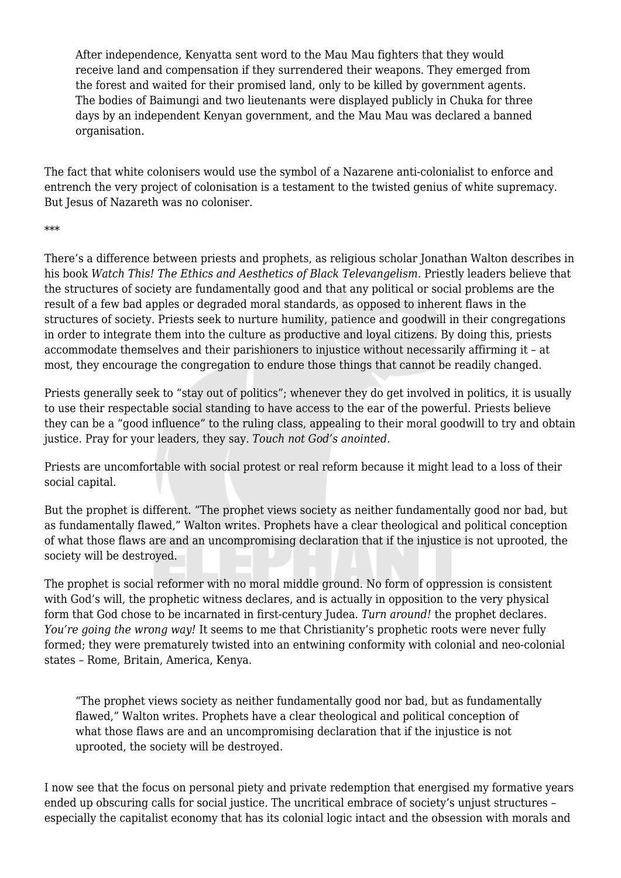> After independence, Kenyatta sent word to the Mau Mau fighters that they would receive land and compensation if they surrendered their weapons. They emerged from the forest and waited for their promised land, only to be killed by government agents. The bodies of Baimungi and two lieutenants were displayed publicly in Chuka for three days by an independent Kenyan government, and the Mau Mau was declared a banned organisation.

The fact that white colonisers would use the symbol of a Nazarene anti-colonialist to enforce and entrench the very project of colonisation is a testament to the twisted genius of white supremacy. But Jesus of Nazareth was no coloniser.

\*\*\*

There's a difference between priests and prophets, as religious scholar Jonathan Walton describes in his book *Watch This! The Ethics and Aesthetics of Black Televangelism.* Priestly leaders believe that the structures of society are fundamentally good and that any political or social problems are the result of a few bad apples or degraded moral standards, as opposed to inherent flaws in the structures of society. Priests seek to nurture humility, patience and goodwill in their congregations in order to integrate them into the culture as productive and loyal citizens. By doing this, priests accommodate themselves and their parishioners to injustice without necessarily affirming it – at most, they encourage the congregation to endure those things that cannot be readily changed.

Priests generally seek to "stay out of politics"; whenever they do get involved in politics, it is usually to use their respectable social standing to have access to the ear of the powerful. Priests believe they can be a "good influence" to the ruling class, appealing to their moral goodwill to try and obtain justice. Pray for your leaders, they say. *Touch not God's anointed.*

Priests are uncomfortable with social protest or real reform because it might lead to a loss of their social capital.

But the prophet is different. "The prophet views society as neither fundamentally good nor bad, but as fundamentally flawed," Walton writes. Prophets have a clear theological and political conception of what those flaws are and an uncompromising declaration that if the injustice is not uprooted, the society will be destroyed.

The prophet is social reformer with no moral middle ground. No form of oppression is consistent with God's will, the prophetic witness declares, and is actually in opposition to the very physical form that God chose to be incarnated in first-century Judea. *Turn around!* the prophet declares. *You're going the wrong way!* It seems to me that Christianity's prophetic roots were never fully formed; they were prematurely twisted into an entwining conformity with colonial and neo-colonial states – Rome, Britain, America, Kenya.

> "The prophet views society as neither fundamentally good nor bad, but as fundamentally flawed," Walton writes. Prophets have a clear theological and political conception of what those flaws are and an uncompromising declaration that if the injustice is not uprooted, the society will be destroyed.

I now see that the focus on personal piety and private redemption that energised my formative years ended up obscuring calls for social justice. The uncritical embrace of society's unjust structures – especially the capitalist economy that has its colonial logic intact and the obsession with morals and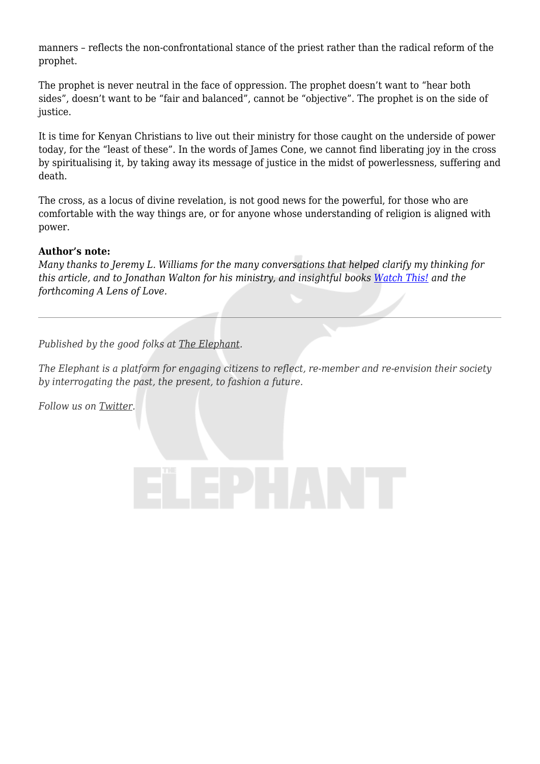manners – reflects the non-confrontational stance of the priest rather than the radical reform of the prophet.

The prophet is never neutral in the face of oppression. The prophet doesn't want to "hear both sides", doesn't want to be "fair and balanced", cannot be "objective". The prophet is on the side of justice.

It is time for Kenyan Christians to live out their ministry for those caught on the underside of power today, for the "least of these". In the words of James Cone, we cannot find liberating joy in the cross by spiritualising it, by taking away its message of justice in the midst of powerlessness, suffering and death.

The cross, as a locus of divine revelation, is not good news for the powerful, for those who are comfortable with the way things are, or for anyone whose understanding of religion is aligned with power.

**Author's note:**
*Many thanks to Jeremy L. Williams for the many conversations that helped clarify my thinking for this article, and to Jonathan Walton for his ministry, and insightful books Watch This! and the forthcoming A Lens of Love.*

---

*Published by the good folks at The Elephant.*

*The Elephant is a platform for engaging citizens to reflect, re-member and re-envision their society by interrogating the past, the present, to fashion a future.*

*Follow us on Twitter.*